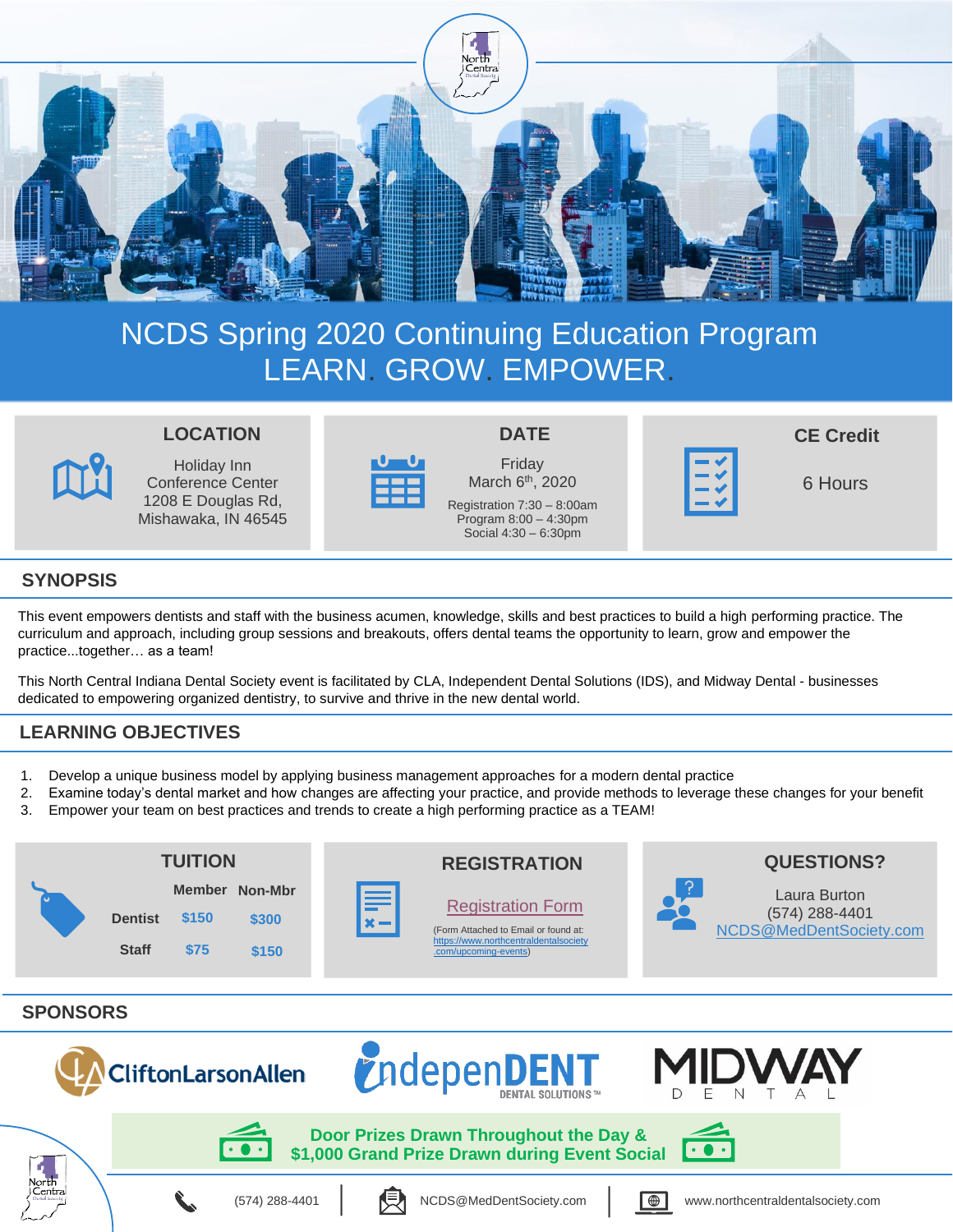# NCDS Spring 2020 Continuing Education Program

## LEARN. GROW. EMPOWER.

### LOCATION

Holiday Inn
Conference Center
1208 E Douglas Rd,
Mishawaka, IN 46545

### DATE

Friday
March 6th, 2020

Registration 7:30 – 8:00am
Program 8:00 – 4:30pm
Social 4:30 – 6:30pm

### CE Credit

6 Hours

## SYNOPSIS

This event empowers dentists and staff with the business acumen, knowledge, skills and best practices to build a high performing practice. The curriculum and approach, including group sessions and breakouts, offers dental teams the opportunity to learn, grow and empower the practice...together… as a team!

This North Central Indiana Dental Society event is facilitated by CLA, Independent Dental Solutions (IDS), and Midway Dental - businesses dedicated to empowering organized dentistry, to survive and thrive in the new dental world.

## LEARNING OBJECTIVES

1. Develop a unique business model by applying business management approaches for a modern dental practice
2. Examine today's dental market and how changes are affecting your practice, and provide methods to leverage these changes for your benefit
3. Empower your team on best practices and trends to create a high performing practice as a TEAM!

### TUITION

| | Member | Non-Mbr |
|---|---|---|
| Dentist | $150 | $300 |
| Staff | $75 | $150 |

### REGISTRATION

Registration Form

(Form Attached to Email or found at: https://www.northcentraldentalsociety.com/upcoming-events)

### QUESTIONS?

Laura Burton
(574) 288-4401
NCDS@MedDentSociety.com

## SPONSORS

CliftonLarsonAllen

independent DENTAL SOLUTIONS

MIDWAY DENTAL

**Door Prizes Drawn Throughout the Day &**
**$1,000 Grand Prize Drawn during Event Social**

(574) 288-4401 | NCDS@MedDentSociety.com | www.northcentraldentalsociety.com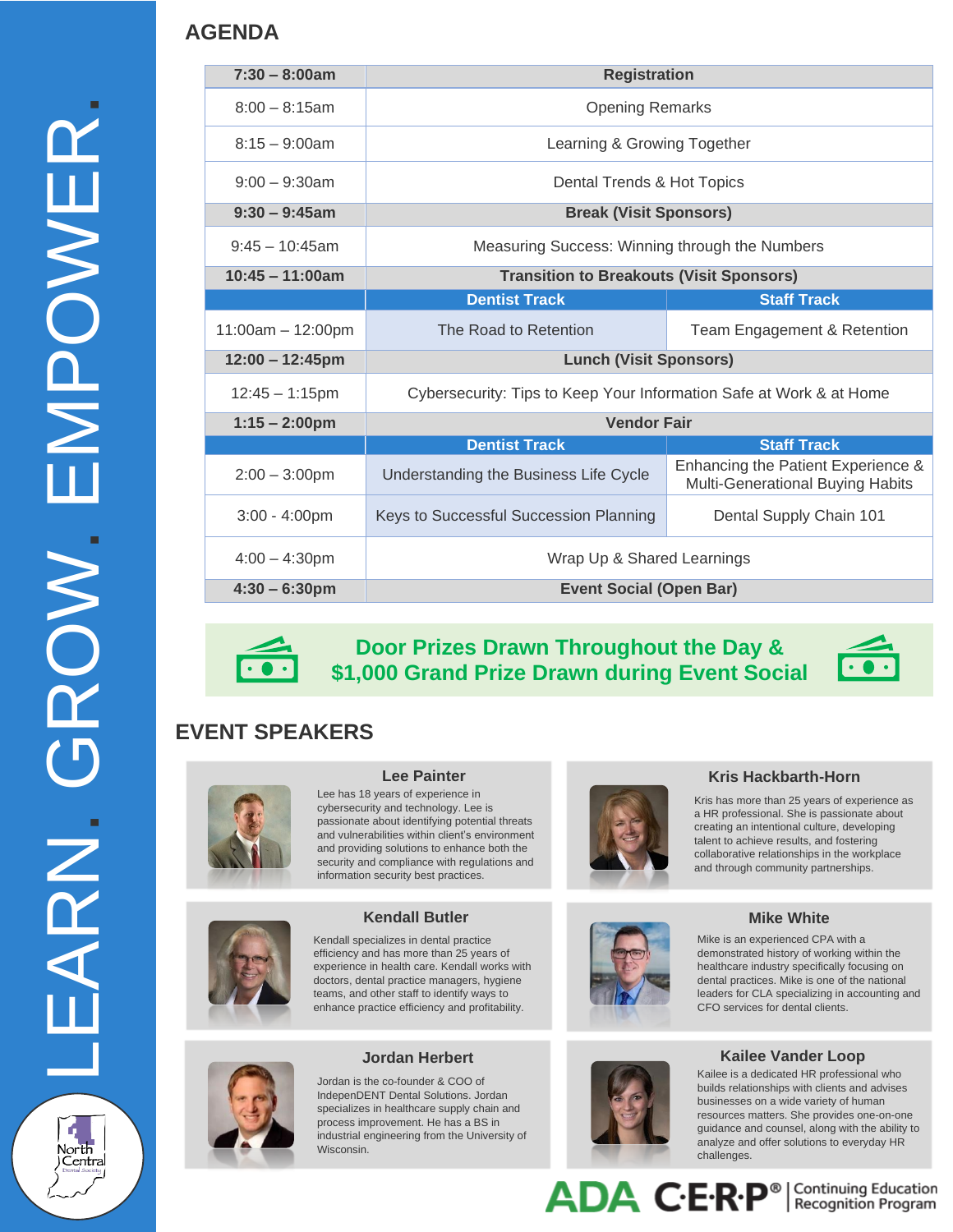LEARN. GROW. EMPOWER.

## AGENDA

| | | |
|---|---|---|
| **7:30 – 8:00am** | **Registration** | |
| 8:00 – 8:15am | Opening Remarks | |
| 8:15 – 9:00am | Learning & Growing Together | |
| 9:00 – 9:30am | Dental Trends & Hot Topics | |
| **9:30 – 9:45am** | **Break (Visit Sponsors)** | |
| 9:45 – 10:45am | Measuring Success: Winning through the Numbers | |
| **10:45 – 11:00am** | **Transition to Breakouts (Visit Sponsors)** | |
| | **Dentist Track** | **Staff Track** |
| 11:00am – 12:00pm | The Road to Retention | Team Engagement & Retention |
| **12:00 – 12:45pm** | **Lunch (Visit Sponsors)** | |
| 12:45 – 1:15pm | Cybersecurity: Tips to Keep Your Information Safe at Work & at Home | |
| **1:15 – 2:00pm** | **Vendor Fair** | |
| | **Dentist Track** | **Staff Track** |
| 2:00 – 3:00pm | Understanding the Business Life Cycle | Enhancing the Patient Experience & Multi-Generational Buying Habits |
| 3:00 - 4:00pm | Keys to Successful Succession Planning | Dental Supply Chain 101 |
| 4:00 – 4:30pm | Wrap Up & Shared Learnings | |
| **4:30 – 6:30pm** | **Event Social (Open Bar)** | |

**Door Prizes Drawn Throughout the Day &**
**$1,000 Grand Prize Drawn during Event Social**

## EVENT SPEAKERS

### Lee Painter

Lee has 18 years of experience in cybersecurity and technology. Lee is passionate about identifying potential threats and vulnerabilities within client's environment and providing solutions to enhance both the security and compliance with regulations and information security best practices.

### Kris Hackbarth-Horn

Kris has more than 25 years of experience as a HR professional. She is passionate about creating an intentional culture, developing talent to achieve results, and fostering collaborative relationships in the workplace and through community partnerships.

### Kendall Butler

Kendall specializes in dental practice efficiency and has more than 25 years of experience in health care. Kendall works with doctors, dental practice managers, hygiene teams, and other staff to identify ways to enhance practice efficiency and profitability.

### Mike White

Mike is an experienced CPA with a demonstrated history of working within the healthcare industry specifically focusing on dental practices. Mike is one of the national leaders for CLA specializing in accounting and CFO services for dental clients.

### Jordan Herbert

Jordan is the co-founder & COO of IndepenDENT Dental Solutions. Jordan specializes in healthcare supply chain and process improvement. He has a BS in industrial engineering from the University of Wisconsin.

### Kailee Vander Loop

Kailee is a dedicated HR professional who builds relationships with clients and advises businesses on a wide variety of human resources matters. She provides one-on-one guidance and counsel, along with the ability to analyze and offer solutions to everyday HR challenges.

North Central Dental Society

ADA C·E·R·P® | Continuing Education Recognition Program